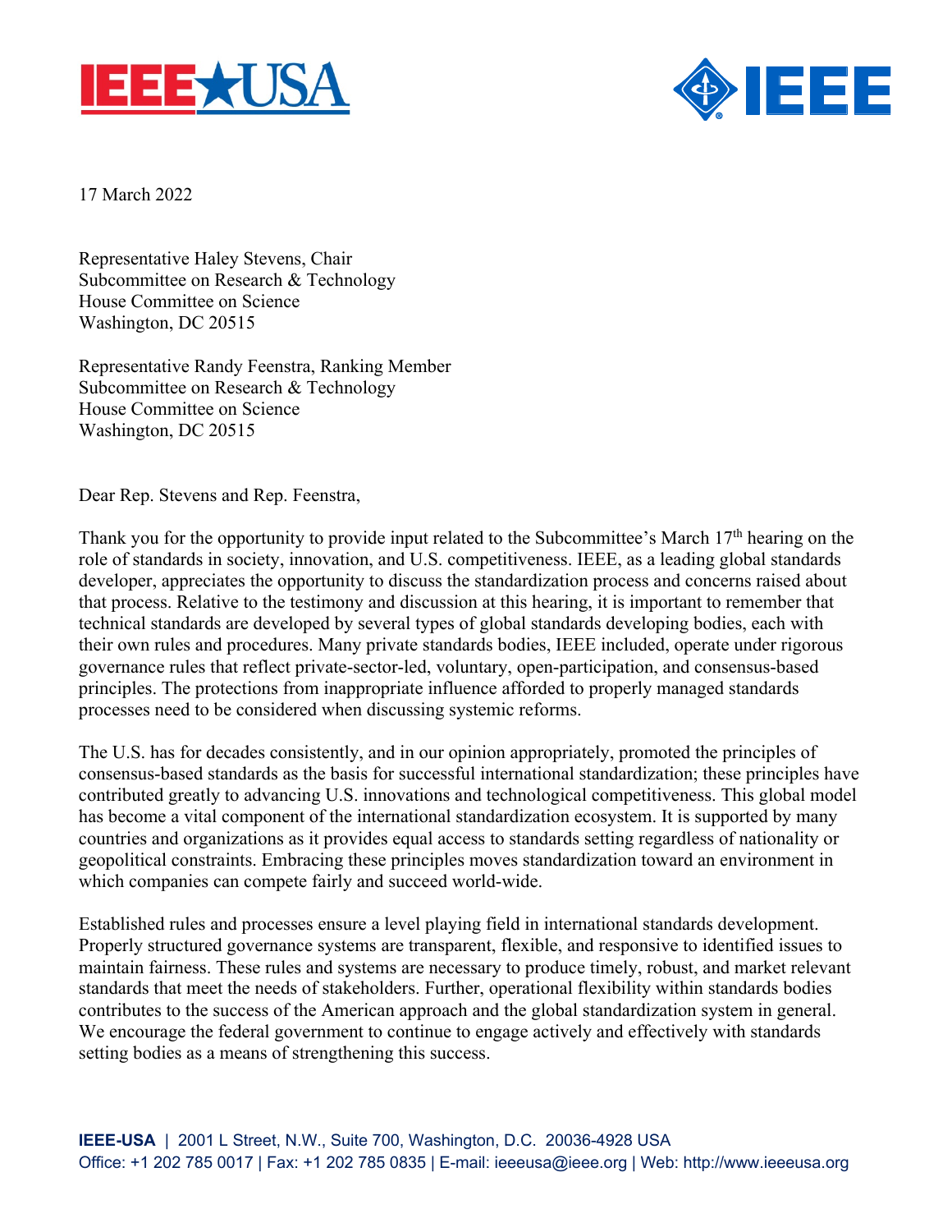17 March 2022

Representative Haley Stevens, Chair
Subcommittee on Research & Technology
House Committee on Science
Washington, DC 20515

Representative Randy Feenstra, Ranking Member
Subcommittee on Research & Technology
House Committee on Science
Washington, DC 20515

Dear Rep. Stevens and Rep. Feenstra,

Thank you for the opportunity to provide input related to the Subcommittee's March 17th hearing on the role of standards in society, innovation, and U.S. competitiveness. IEEE, as a leading global standards developer, appreciates the opportunity to discuss the standardization process and concerns raised about that process. Relative to the testimony and discussion at this hearing, it is important to remember that technical standards are developed by several types of global standards developing bodies, each with their own rules and procedures. Many private standards bodies, IEEE included, operate under rigorous governance rules that reflect private-sector-led, voluntary, open-participation, and consensus-based principles. The protections from inappropriate influence afforded to properly managed standards processes need to be considered when discussing systemic reforms.

The U.S. has for decades consistently, and in our opinion appropriately, promoted the principles of consensus-based standards as the basis for successful international standardization; these principles have contributed greatly to advancing U.S. innovations and technological competitiveness. This global model has become a vital component of the international standardization ecosystem. It is supported by many countries and organizations as it provides equal access to standards setting regardless of nationality or geopolitical constraints. Embracing these principles moves standardization toward an environment in which companies can compete fairly and succeed world-wide.

Established rules and processes ensure a level playing field in international standards development. Properly structured governance systems are transparent, flexible, and responsive to identified issues to maintain fairness. These rules and systems are necessary to produce timely, robust, and market relevant standards that meet the needs of stakeholders. Further, operational flexibility within standards bodies contributes to the success of the American approach and the global standardization system in general. We encourage the federal government to continue to engage actively and effectively with standards setting bodies as a means of strengthening this success.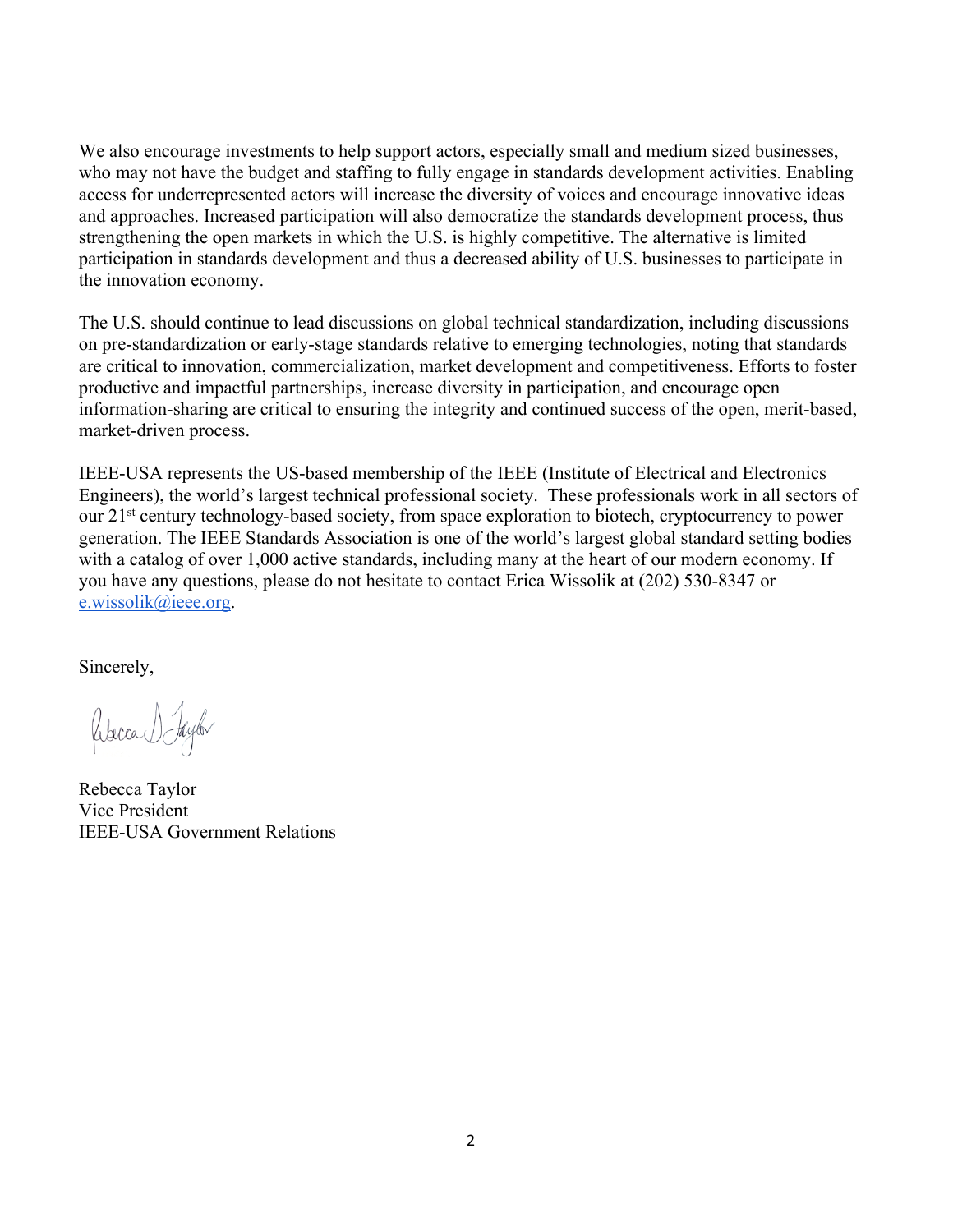We also encourage investments to help support actors, especially small and medium sized businesses, who may not have the budget and staffing to fully engage in standards development activities. Enabling access for underrepresented actors will increase the diversity of voices and encourage innovative ideas and approaches. Increased participation will also democratize the standards development process, thus strengthening the open markets in which the U.S. is highly competitive. The alternative is limited participation in standards development and thus a decreased ability of U.S. businesses to participate in the innovation economy.

The U.S. should continue to lead discussions on global technical standardization, including discussions on pre-standardization or early-stage standards relative to emerging technologies, noting that standards are critical to innovation, commercialization, market development and competitiveness. Efforts to foster productive and impactful partnerships, increase diversity in participation, and encourage open information-sharing are critical to ensuring the integrity and continued success of the open, merit-based, market-driven process.

IEEE-USA represents the US-based membership of the IEEE (Institute of Electrical and Electronics Engineers), the world's largest technical professional society. These professionals work in all sectors of our 21st century technology-based society, from space exploration to biotech, cryptocurrency to power generation. The IEEE Standards Association is one of the world's largest global standard setting bodies with a catalog of over 1,000 active standards, including many at the heart of our modern economy. If you have any questions, please do not hesitate to contact Erica Wissolik at (202) 530-8347 or e.wissolik@ieee.org.

Sincerely,

Rebecca Taylor  
Vice President  
IEEE-USA Government Relations